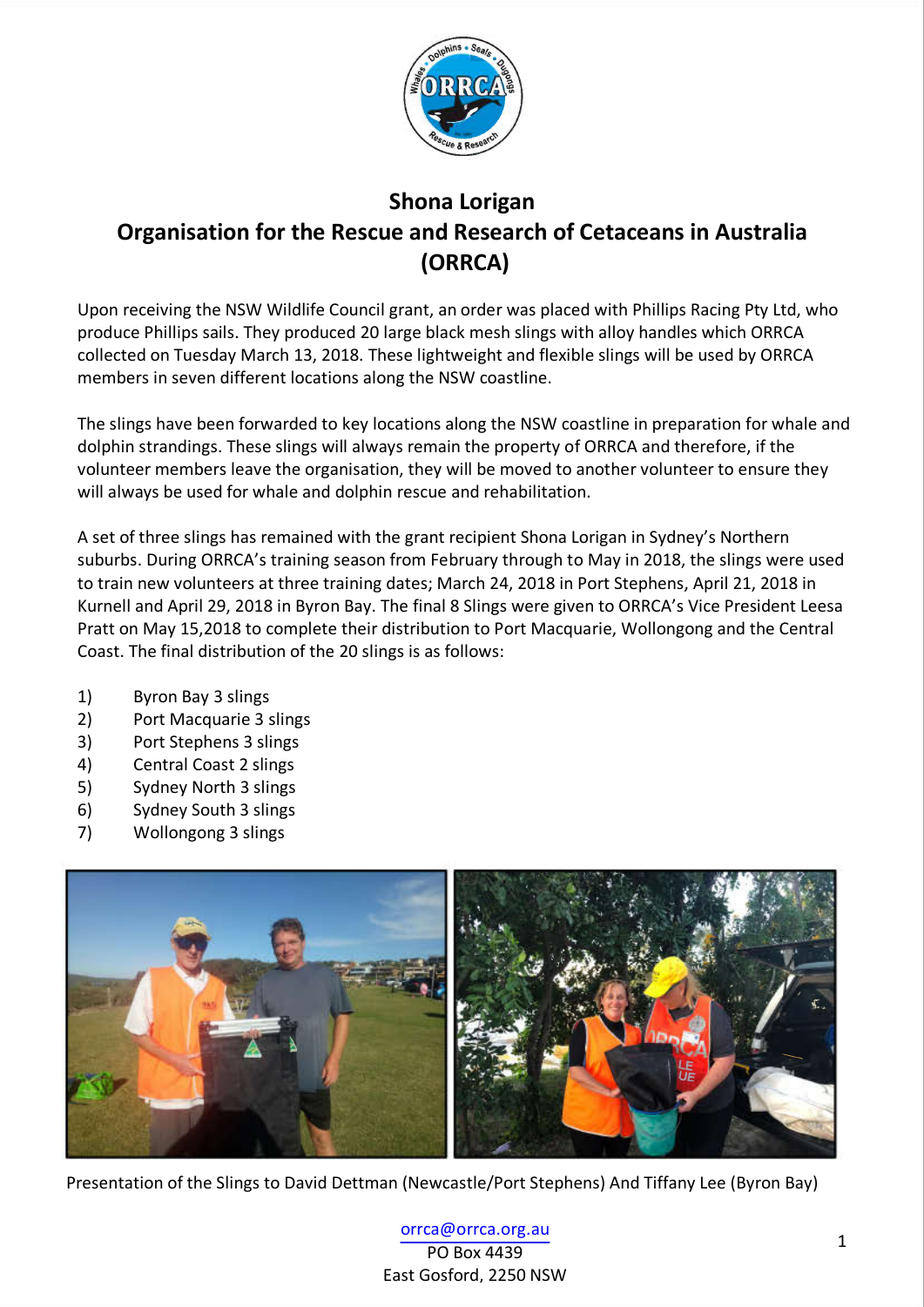# Shona Lorigan
# Organisation for the Rescue and Research of Cetaceans in Australia (ORRCA)

Upon receiving the NSW Wildlife Council grant, an order was placed with Phillips Racing Pty Ltd, who produce Phillips sails. They produced 20 large black mesh slings with alloy handles which ORRCA collected on Tuesday March 13, 2018. These lightweight and flexible slings will be used by ORRCA members in seven different locations along the NSW coastline.

The slings have been forwarded to key locations along the NSW coastline in preparation for whale and dolphin strandings. These slings will always remain the property of ORRCA and therefore, if the volunteer members leave the organisation, they will be moved to another volunteer to ensure they will always be used for whale and dolphin rescue and rehabilitation.

A set of three slings has remained with the grant recipient Shona Lorigan in Sydney's Northern suburbs. During ORRCA's training season from February through to May in 2018, the slings were used to train new volunteers at three training dates; March 24, 2018 in Port Stephens, April 21, 2018 in Kurnell and April 29, 2018 in Byron Bay. The final 8 Slings were given to ORRCA's Vice President Leesa Pratt on May 15,2018 to complete their distribution to Port Macquarie, Wollongong and the Central Coast. The final distribution of the 20 slings is as follows:

1) Byron Bay 3 slings
2) Port Macquarie 3 slings
3) Port Stephens 3 slings
4) Central Coast 2 slings
5) Sydney North 3 slings
6) Sydney South 3 slings
7) Wollongong 3 slings

Presentation of the Slings to David Dettman (Newcastle/Port Stephens) And Tiffany Lee (Byron Bay)

orrca@orrca.org.au
PO Box 4439
East Gosford, 2250 NSW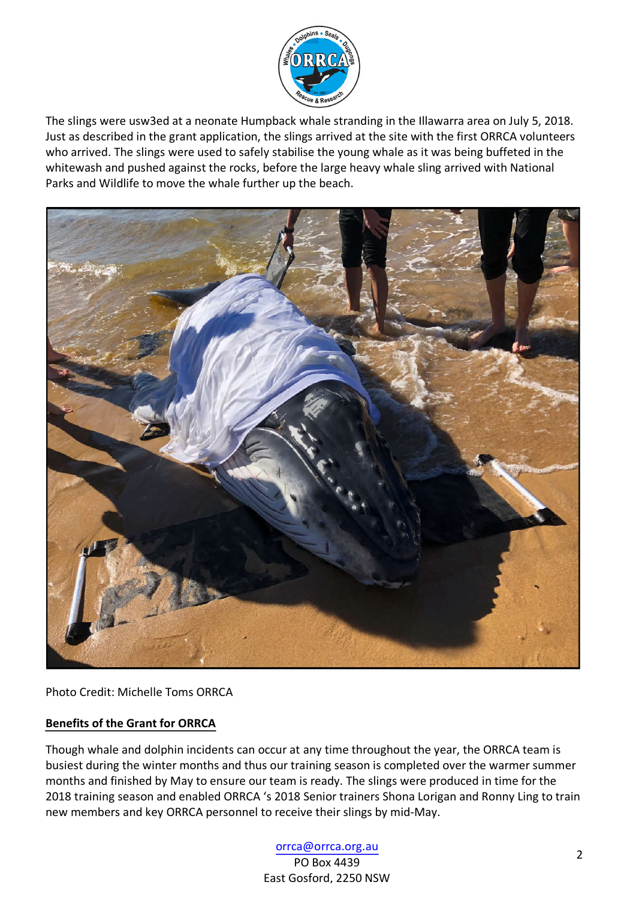The slings were usw3ed at a neonate Humpback whale stranding in the Illawarra area on July 5, 2018. Just as described in the grant application, the slings arrived at the site with the first ORRCA volunteers who arrived. The slings were used to safely stabilise the young whale as it was being buffeted in the whitewash and pushed against the rocks, before the large heavy whale sling arrived with National Parks and Wildlife to move the whale further up the beach.

Photo Credit: Michelle Toms ORRCA

**Benefits of the Grant for ORRCA**

Though whale and dolphin incidents can occur at any time throughout the year, the ORRCA team is busiest during the winter months and thus our training season is completed over the warmer summer months and finished by May to ensure our team is ready. The slings were produced in time for the 2018 training season and enabled ORRCA 's 2018 Senior trainers Shona Lorigan and Ronny Ling to train new members and key ORRCA personnel to receive their slings by mid-May.

orrca@orrca.org.au
PO Box 4439
East Gosford, 2250 NSW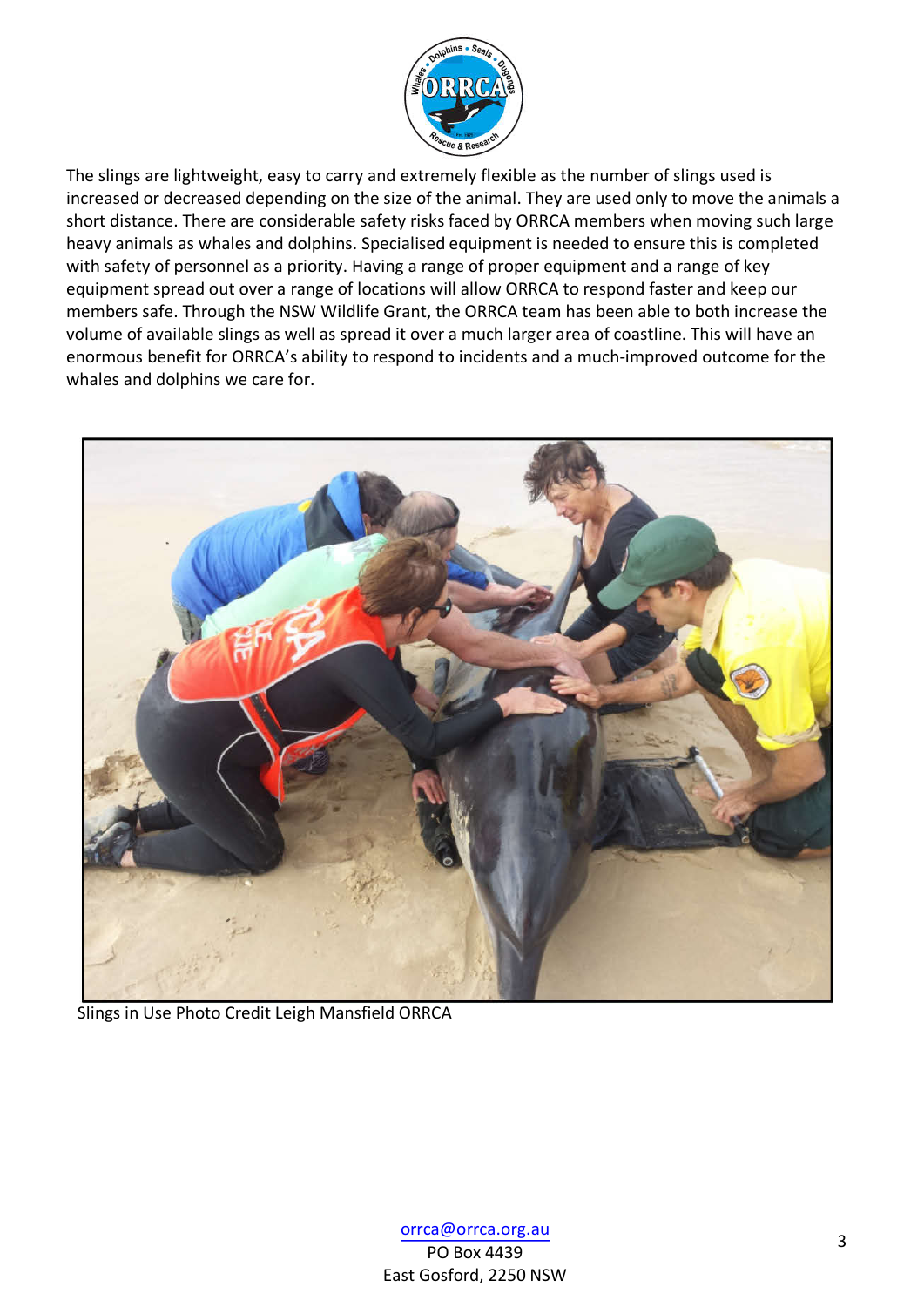The slings are lightweight, easy to carry and extremely flexible as the number of slings used is increased or decreased depending on the size of the animal. They are used only to move the animals a short distance. There are considerable safety risks faced by ORRCA members when moving such large heavy animals as whales and dolphins. Specialised equipment is needed to ensure this is completed with safety of personnel as a priority. Having a range of proper equipment and a range of key equipment spread out over a range of locations will allow ORRCA to respond faster and keep our members safe. Through the NSW Wildlife Grant, the ORRCA team has been able to both increase the volume of available slings as well as spread it over a much larger area of coastline. This will have an enormous benefit for ORRCA's ability to respond to incidents and a much-improved outcome for the whales and dolphins we care for.

Slings in Use Photo Credit Leigh Mansfield ORRCA

orrca@orrca.org.au
PO Box 4439
East Gosford, 2250 NSW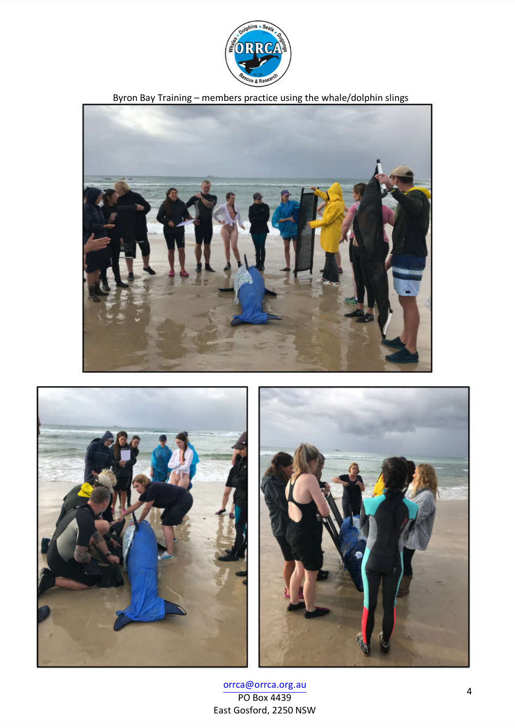Byron Bay Training – members practice using the whale/dolphin slings

orrca@orrca.org.au
PO Box 4439
East Gosford, 2250 NSW